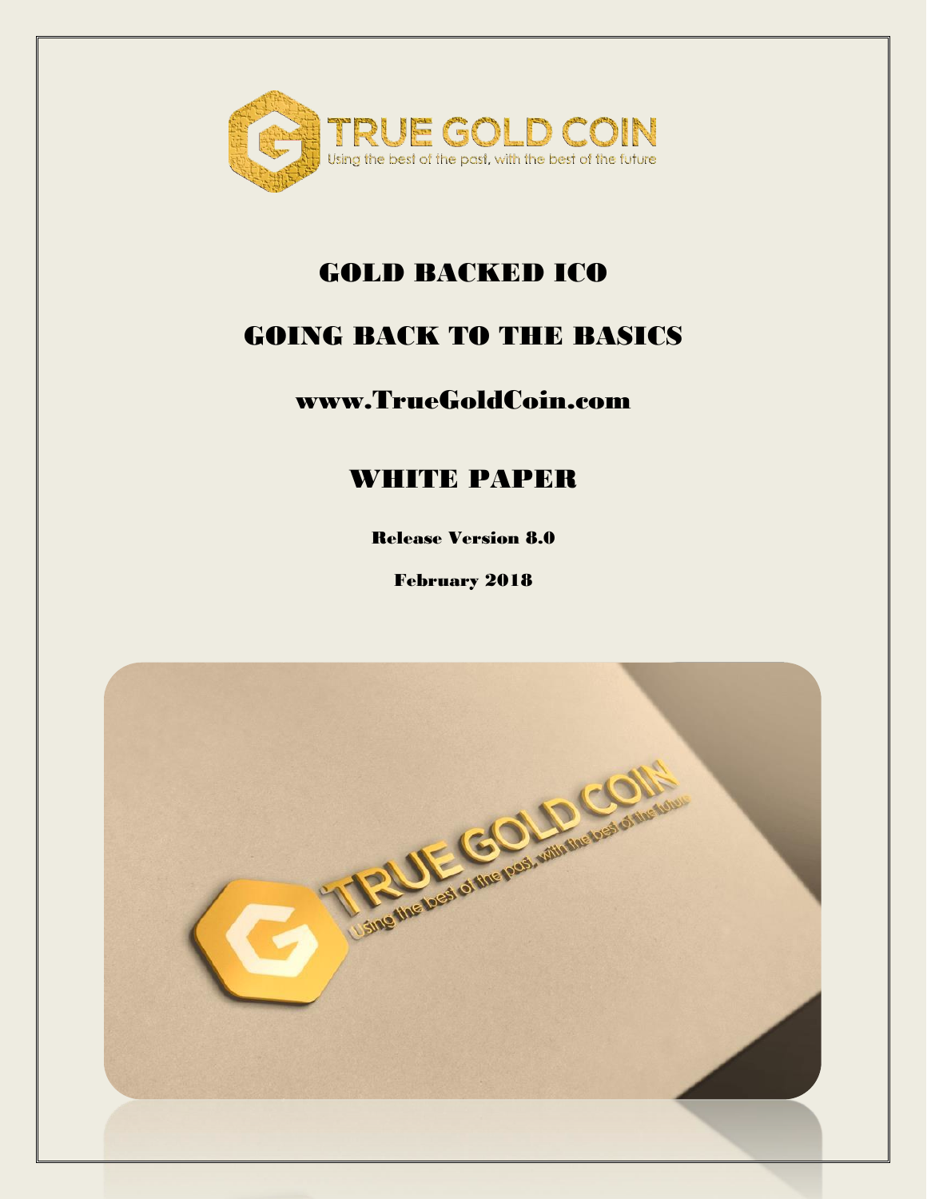TRUE GOLD COIN

Using the best of the past, with the best of the future

# GOLD BACKED ICO

# GOING BACK TO THE BASICS

## www.TrueGoldCoin.com

# WHITE PAPER

**Release Version 8.0**

**February 2018**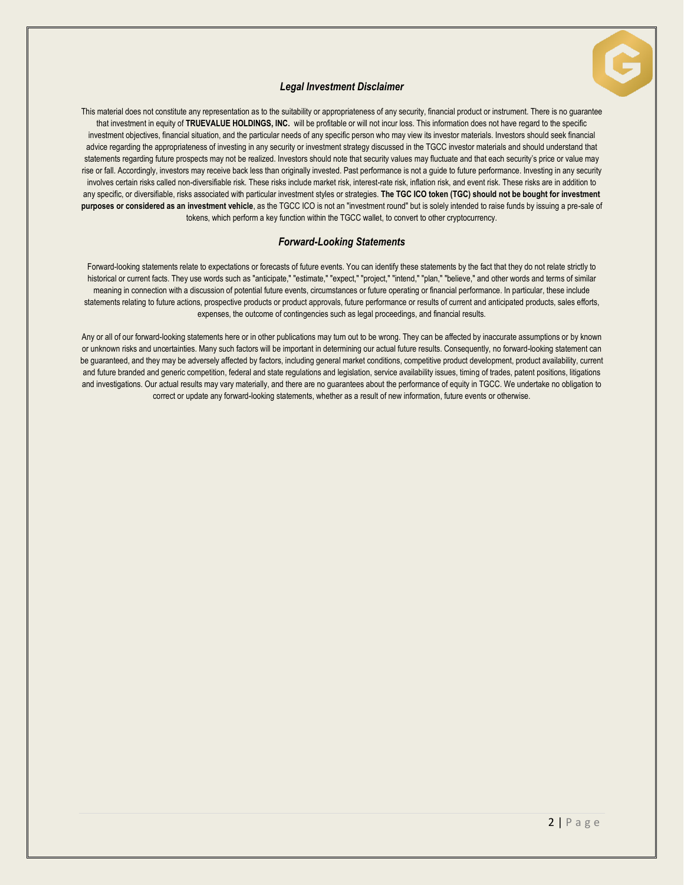### *Legal Investment Disclaimer*

This material does not constitute any representation as to the suitability or appropriateness of any security, financial product or instrument. There is no guarantee that investment in equity of **TRUEVALUE HOLDINGS, INC.** will be profitable or will not incur loss. This information does not have regard to the specific investment objectives, financial situation, and the particular needs of any specific person who may view its investor materials. Investors should seek financial advice regarding the appropriateness of investing in any security or investment strategy discussed in the TGCC investor materials and should understand that statements regarding future prospects may not be realized. Investors should note that security values may fluctuate and that each security's price or value may rise or fall. Accordingly, investors may receive back less than originally invested. Past performance is not a guide to future performance. Investing in any security involves certain risks called non-diversifiable risk. These risks include market risk, interest-rate risk, inflation risk, and event risk. These risks are in addition to any specific, or diversifiable, risks associated with particular investment styles or strategies. **The TGC ICO token (TGC) should not be bought for investment purposes or considered as an investment vehicle**, as the TGCC ICO is not an "investment round" but is solely intended to raise funds by issuing a pre-sale of tokens, which perform a key function within the TGCC wallet, to convert to other cryptocurrency.

### *Forward-Looking Statements*

Forward-looking statements relate to expectations or forecasts of future events. You can identify these statements by the fact that they do not relate strictly to historical or current facts. They use words such as "anticipate," "estimate," "expect," "project," "intend," "plan," "believe," and other words and terms of similar meaning in connection with a discussion of potential future events, circumstances or future operating or financial performance. In particular, these include statements relating to future actions, prospective products or product approvals, future performance or results of current and anticipated products, sales efforts, expenses, the outcome of contingencies such as legal proceedings, and financial results.

Any or all of our forward-looking statements here or in other publications may turn out to be wrong. They can be affected by inaccurate assumptions or by known or unknown risks and uncertainties. Many such factors will be important in determining our actual future results. Consequently, no forward-looking statement can be guaranteed, and they may be adversely affected by factors, including general market conditions, competitive product development, product availability, current and future branded and generic competition, federal and state regulations and legislation, service availability issues, timing of trades, patent positions, litigations and investigations. Our actual results may vary materially, and there are no guarantees about the performance of equity in TGCC. We undertake no obligation to correct or update any forward-looking statements, whether as a result of new information, future events or otherwise.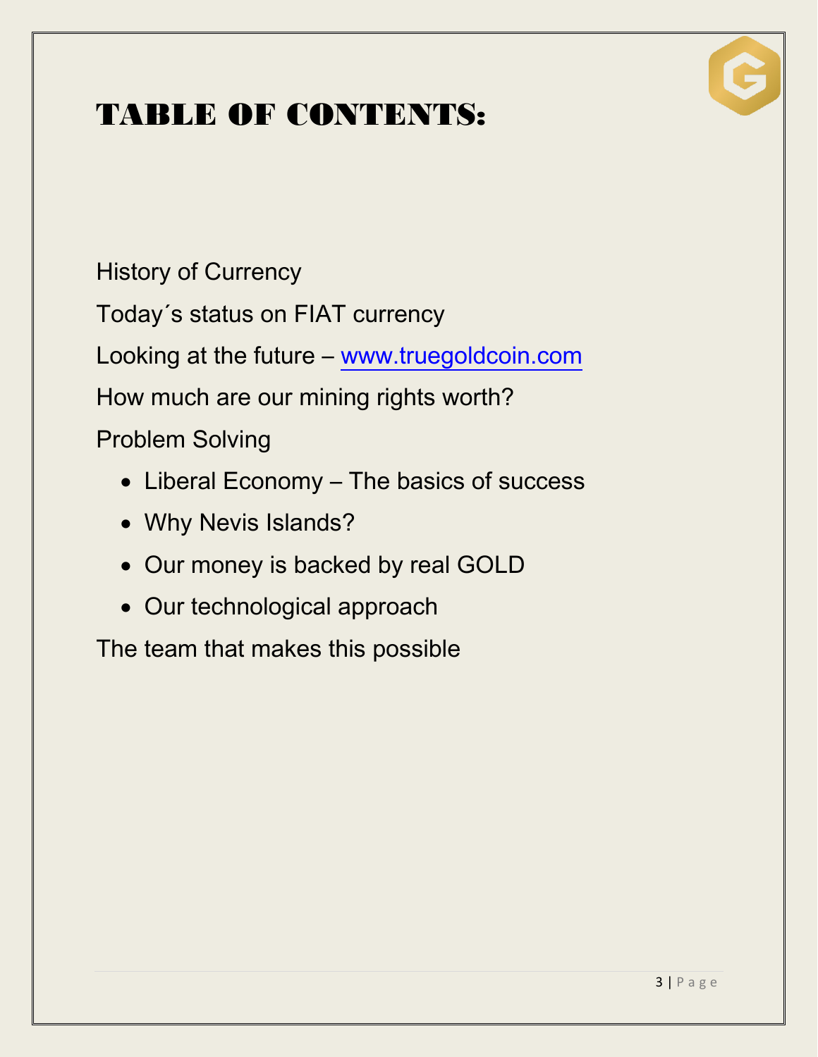# TABLE OF CONTENTS:

History of Currency

Today´s status on FIAT currency

Looking at the future – www.truegoldcoin.com

How much are our mining rights worth?

Problem Solving

- Liberal Economy – The basics of success
- Why Nevis Islands?
- Our money is backed by real GOLD
- Our technological approach

The team that makes this possible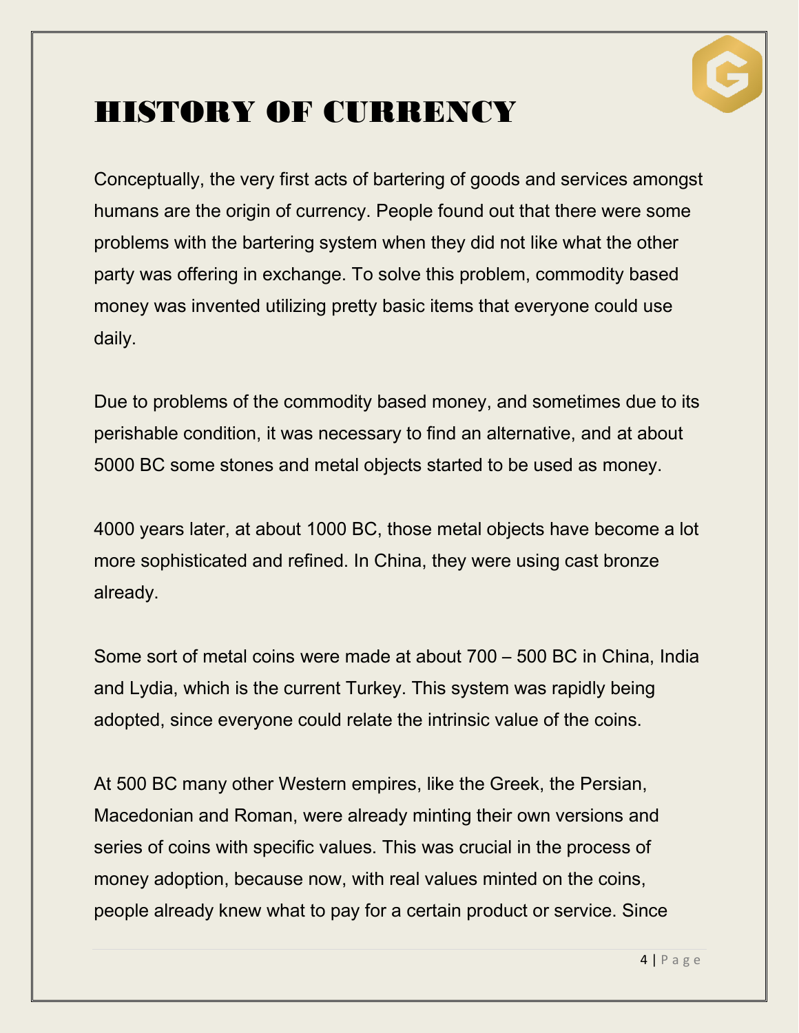# HISTORY OF CURRENCY

Conceptually, the very first acts of bartering of goods and services amongst humans are the origin of currency. People found out that there were some problems with the bartering system when they did not like what the other party was offering in exchange. To solve this problem, commodity based money was invented utilizing pretty basic items that everyone could use daily.

Due to problems of the commodity based money, and sometimes due to its perishable condition, it was necessary to find an alternative, and at about 5000 BC some stones and metal objects started to be used as money.

4000 years later, at about 1000 BC, those metal objects have become a lot more sophisticated and refined. In China, they were using cast bronze already.

Some sort of metal coins were made at about 700 – 500 BC in China, India and Lydia, which is the current Turkey. This system was rapidly being adopted, since everyone could relate the intrinsic value of the coins.

At 500 BC many other Western empires, like the Greek, the Persian, Macedonian and Roman, were already minting their own versions and series of coins with specific values. This was crucial in the process of money adoption, because now, with real values minted on the coins, people already knew what to pay for a certain product or service. Since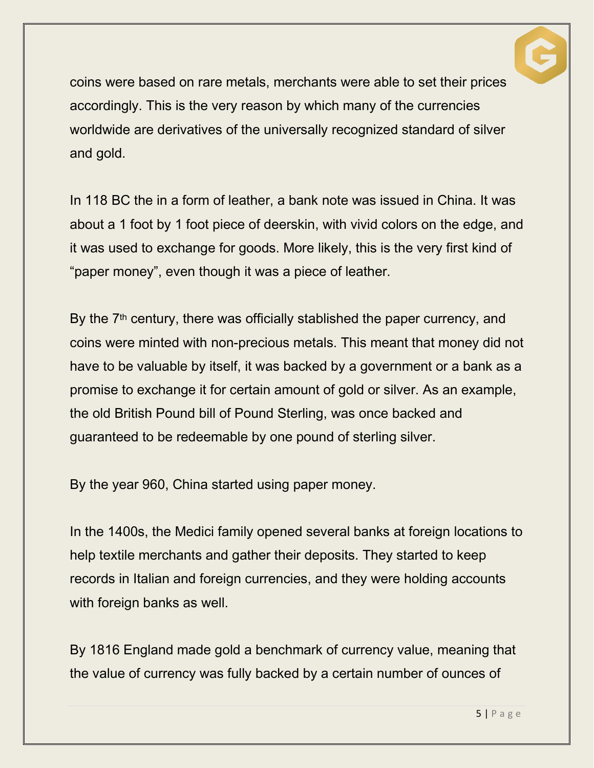coins were based on rare metals, merchants were able to set their prices accordingly. This is the very reason by which many of the currencies worldwide are derivatives of the universally recognized standard of silver and gold.

In 118 BC the in a form of leather, a bank note was issued in China. It was about a 1 foot by 1 foot piece of deerskin, with vivid colors on the edge, and it was used to exchange for goods. More likely, this is the very first kind of "paper money", even though it was a piece of leather.

By the 7th century, there was officially stablished the paper currency, and coins were minted with non-precious metals. This meant that money did not have to be valuable by itself, it was backed by a government or a bank as a promise to exchange it for certain amount of gold or silver. As an example, the old British Pound bill of Pound Sterling, was once backed and guaranteed to be redeemable by one pound of sterling silver.

By the year 960, China started using paper money.

In the 1400s, the Medici family opened several banks at foreign locations to help textile merchants and gather their deposits. They started to keep records in Italian and foreign currencies, and they were holding accounts with foreign banks as well.

By 1816 England made gold a benchmark of currency value, meaning that the value of currency was fully backed by a certain number of ounces of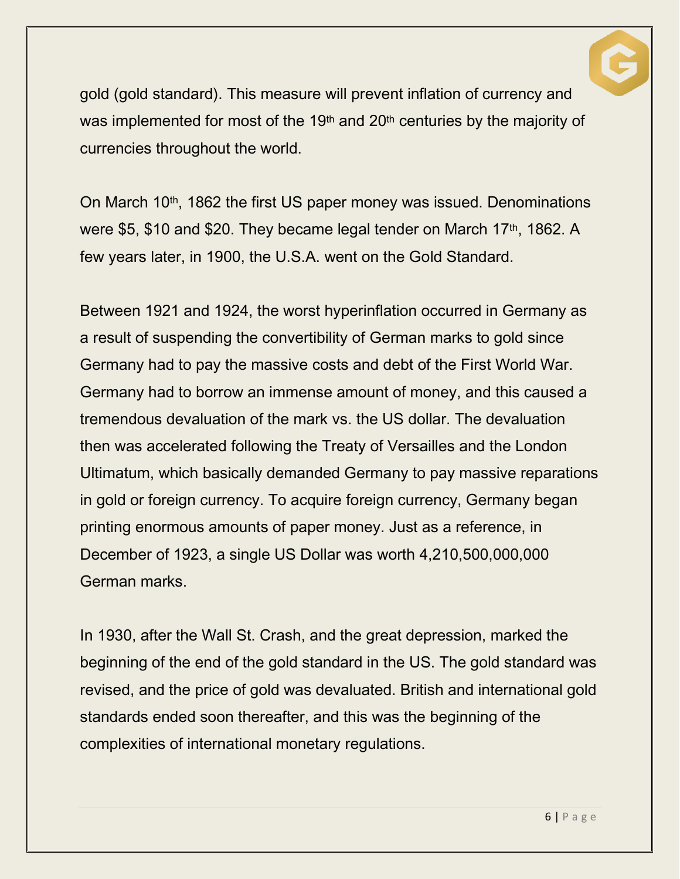gold (gold standard). This measure will prevent inflation of currency and was implemented for most of the 19th and 20th centuries by the majority of currencies throughout the world.

On March 10th, 1862 the first US paper money was issued. Denominations were $5, $10 and $20. They became legal tender on March 17th, 1862. A few years later, in 1900, the U.S.A. went on the Gold Standard.

Between 1921 and 1924, the worst hyperinflation occurred in Germany as a result of suspending the convertibility of German marks to gold since Germany had to pay the massive costs and debt of the First World War. Germany had to borrow an immense amount of money, and this caused a tremendous devaluation of the mark vs. the US dollar. The devaluation then was accelerated following the Treaty of Versailles and the London Ultimatum, which basically demanded Germany to pay massive reparations in gold or foreign currency. To acquire foreign currency, Germany began printing enormous amounts of paper money. Just as a reference, in December of 1923, a single US Dollar was worth 4,210,500,000,000 German marks.

In 1930, after the Wall St. Crash, and the great depression, marked the beginning of the end of the gold standard in the US. The gold standard was revised, and the price of gold was devaluated. British and international gold standards ended soon thereafter, and this was the beginning of the complexities of international monetary regulations.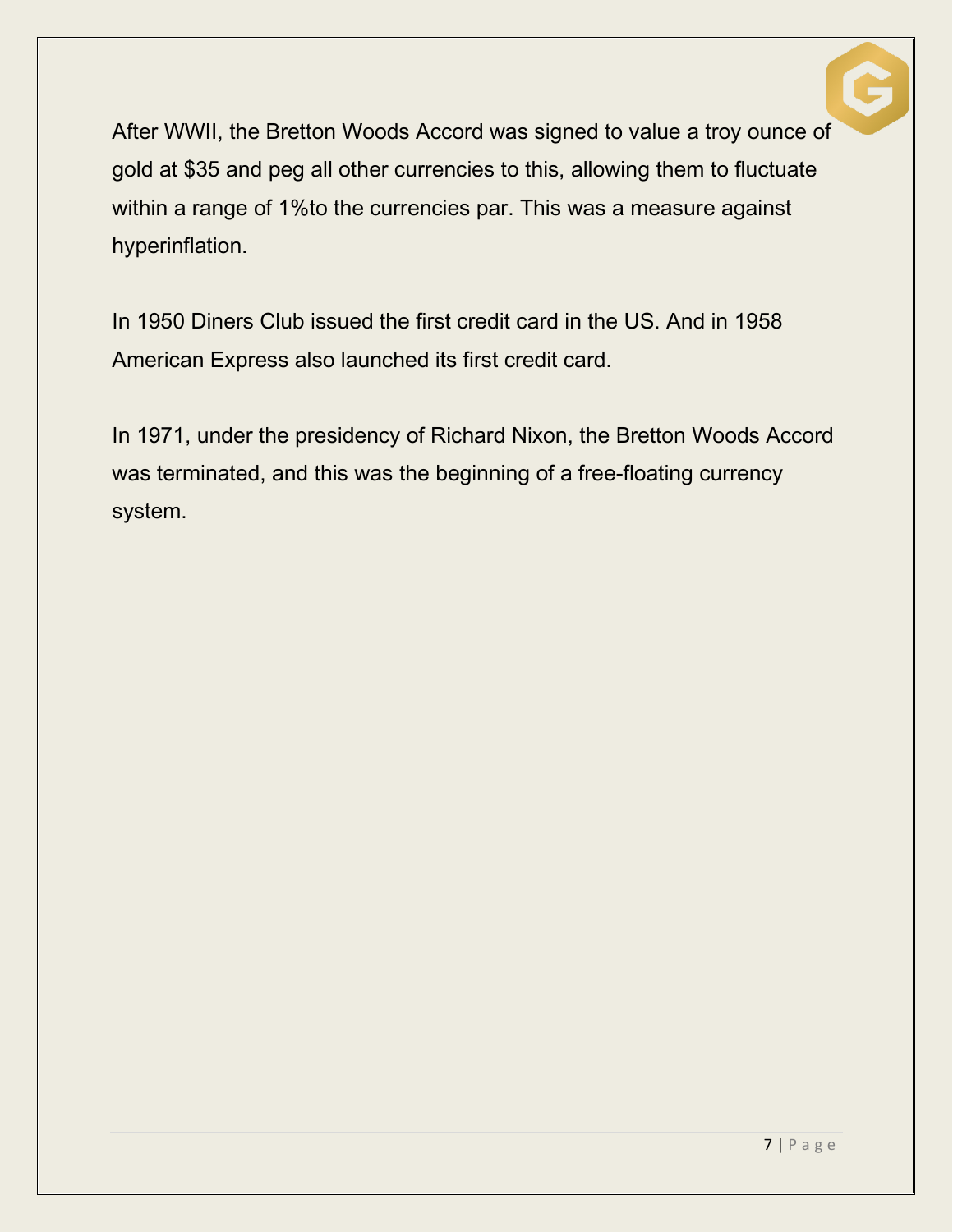After WWII, the Bretton Woods Accord was signed to value a troy ounce of gold at $35 and peg all other currencies to this, allowing them to fluctuate within a range of 1%to the currencies par. This was a measure against hyperinflation.

In 1950 Diners Club issued the first credit card in the US. And in 1958 American Express also launched its first credit card.

In 1971, under the presidency of Richard Nixon, the Bretton Woods Accord was terminated, and this was the beginning of a free-floating currency system.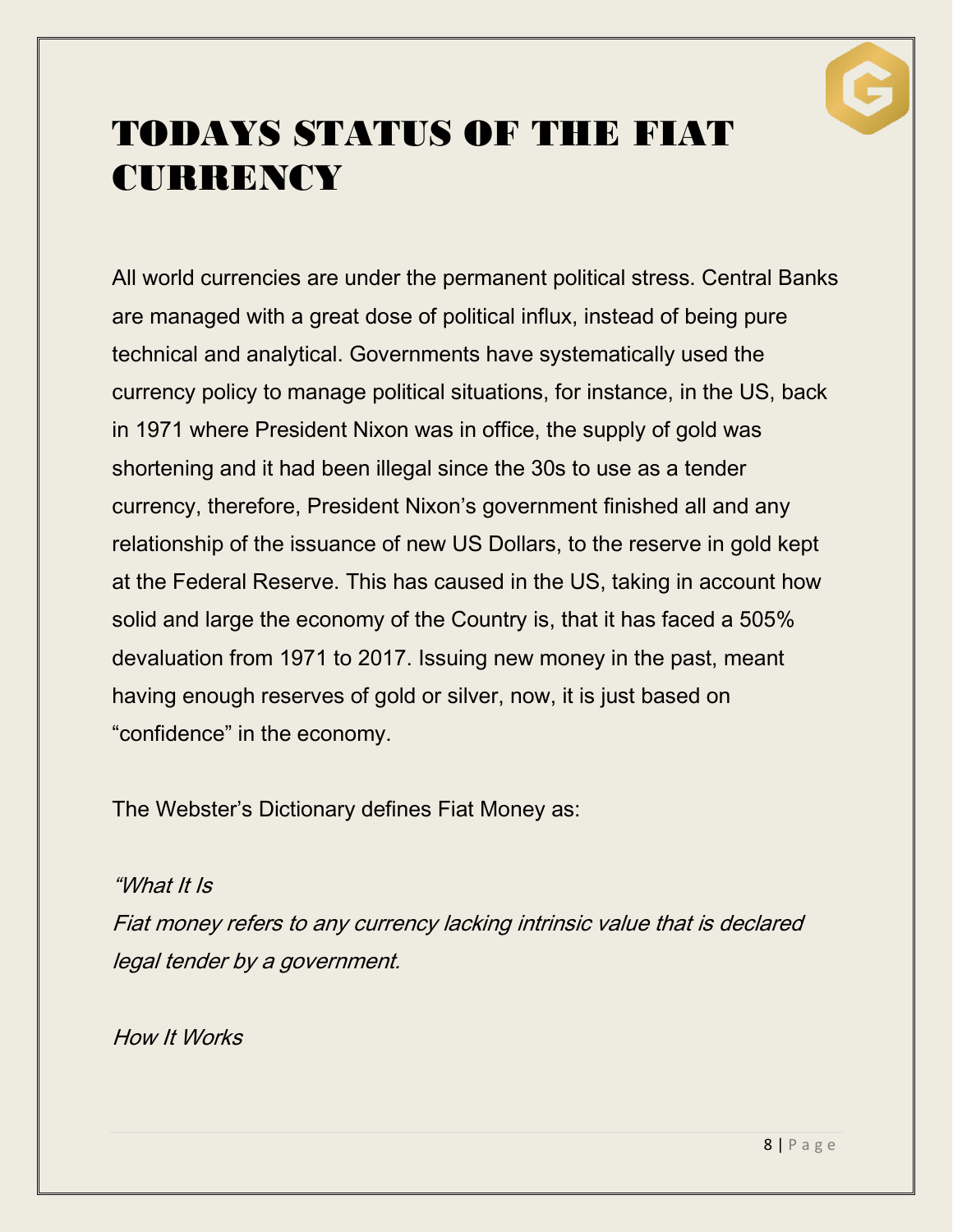# TODAYS STATUS OF THE FIAT CURRENCY

All world currencies are under the permanent political stress. Central Banks are managed with a great dose of political influx, instead of being pure technical and analytical. Governments have systematically used the currency policy to manage political situations, for instance, in the US, back in 1971 where President Nixon was in office, the supply of gold was shortening and it had been illegal since the 30s to use as a tender currency, therefore, President Nixon's government finished all and any relationship of the issuance of new US Dollars, to the reserve in gold kept at the Federal Reserve. This has caused in the US, taking in account how solid and large the economy of the Country is, that it has faced a 505% devaluation from 1971 to 2017. Issuing new money in the past, meant having enough reserves of gold or silver, now, it is just based on "confidence" in the economy.

The Webster's Dictionary defines Fiat Money as:

*"What It Is*
*Fiat money refers to any currency lacking intrinsic value that is declared legal tender by a government.*

*How It Works*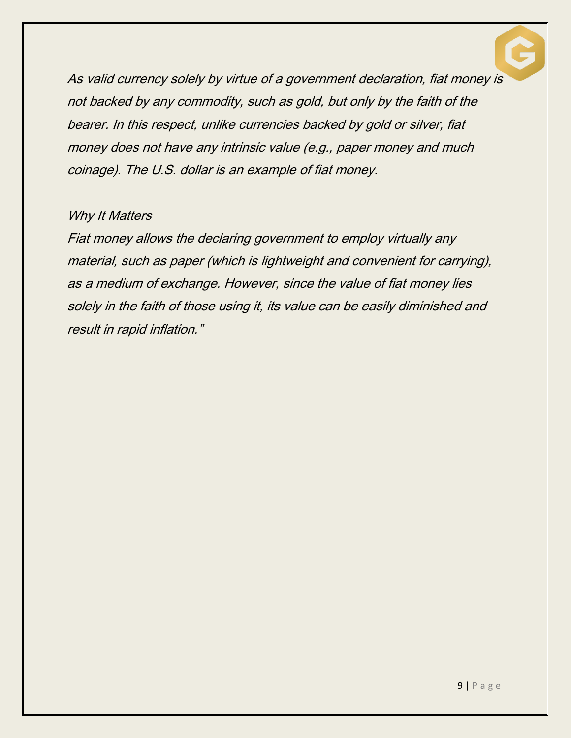*As valid currency solely by virtue of a government declaration, fiat money is not backed by any commodity, such as gold, but only by the faith of the bearer. In this respect, unlike currencies backed by gold or silver, fiat money does not have any intrinsic value (e.g., paper money and much coinage). The U.S. dollar is an example of fiat money.*

*Why It Matters*

*Fiat money allows the declaring government to employ virtually any material, such as paper (which is lightweight and convenient for carrying), as a medium of exchange. However, since the value of fiat money lies solely in the faith of those using it, its value can be easily diminished and result in rapid inflation."*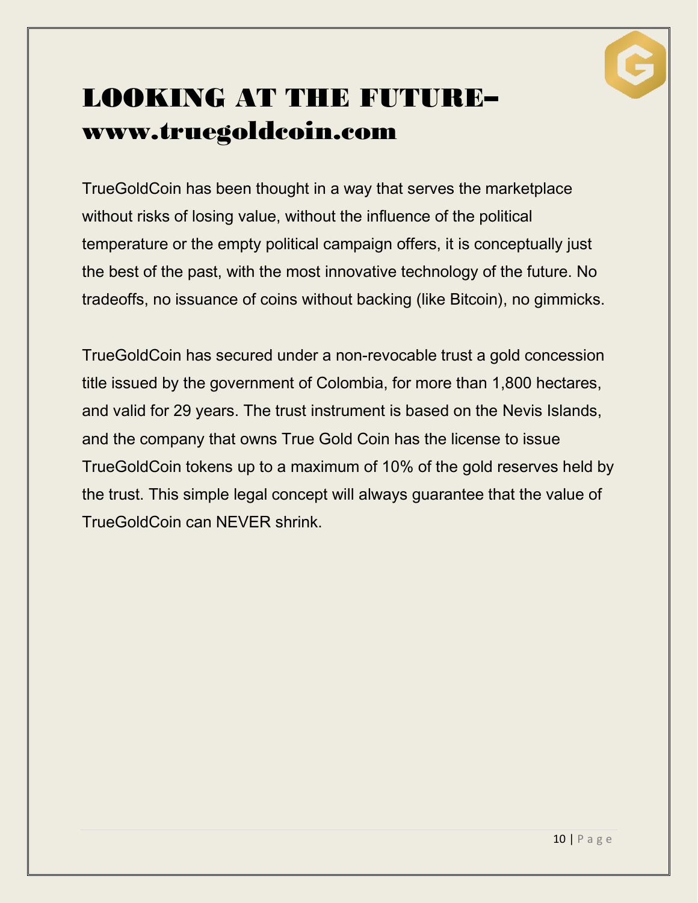# LOOKING AT THE FUTURE– www.truegoldcoin.com

TrueGoldCoin has been thought in a way that serves the marketplace without risks of losing value, without the influence of the political temperature or the empty political campaign offers, it is conceptually just the best of the past, with the most innovative technology of the future. No tradeoffs, no issuance of coins without backing (like Bitcoin), no gimmicks.

TrueGoldCoin has secured under a non-revocable trust a gold concession title issued by the government of Colombia, for more than 1,800 hectares, and valid for 29 years. The trust instrument is based on the Nevis Islands, and the company that owns True Gold Coin has the license to issue TrueGoldCoin tokens up to a maximum of 10% of the gold reserves held by the trust. This simple legal concept will always guarantee that the value of TrueGoldCoin can NEVER shrink.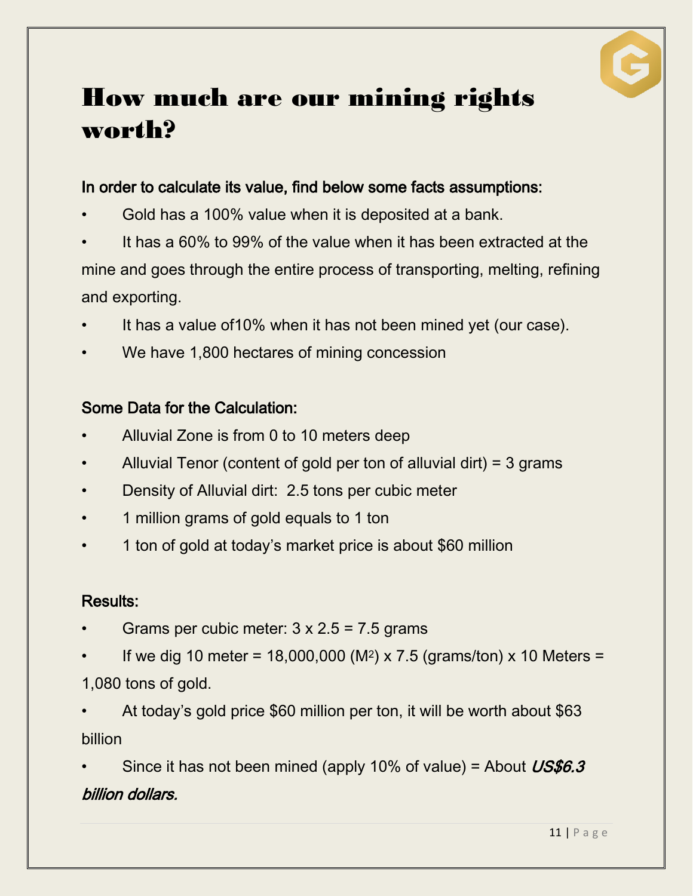# How much are our mining rights worth?

### In order to calculate its value, find below some facts assumptions:

- Gold has a 100% value when it is deposited at a bank.
- It has a 60% to 99% of the value when it has been extracted at the mine and goes through the entire process of transporting, melting, refining and exporting.
- It has a value of10% when it has not been mined yet (our case).
- We have 1,800 hectares of mining concession

### Some Data for the Calculation:

- Alluvial Zone is from 0 to 10 meters deep
- Alluvial Tenor (content of gold per ton of alluvial dirt) = 3 grams
- Density of Alluvial dirt:  2.5 tons per cubic meter
- 1 million grams of gold equals to 1 ton
- 1 ton of gold at today's market price is about $60 million

### Results:

- Grams per cubic meter: 3 x 2.5 = 7.5 grams
- If we dig 10 meter = 18,000,000 ($M^2$) x 7.5 (grams/ton) x 10 Meters = 1,080 tons of gold.
- At today's gold price $60 million per ton, it will be worth about $63 billion
- Since it has not been mined (apply 10% of value) = About ***US$6.3 billion dollars.***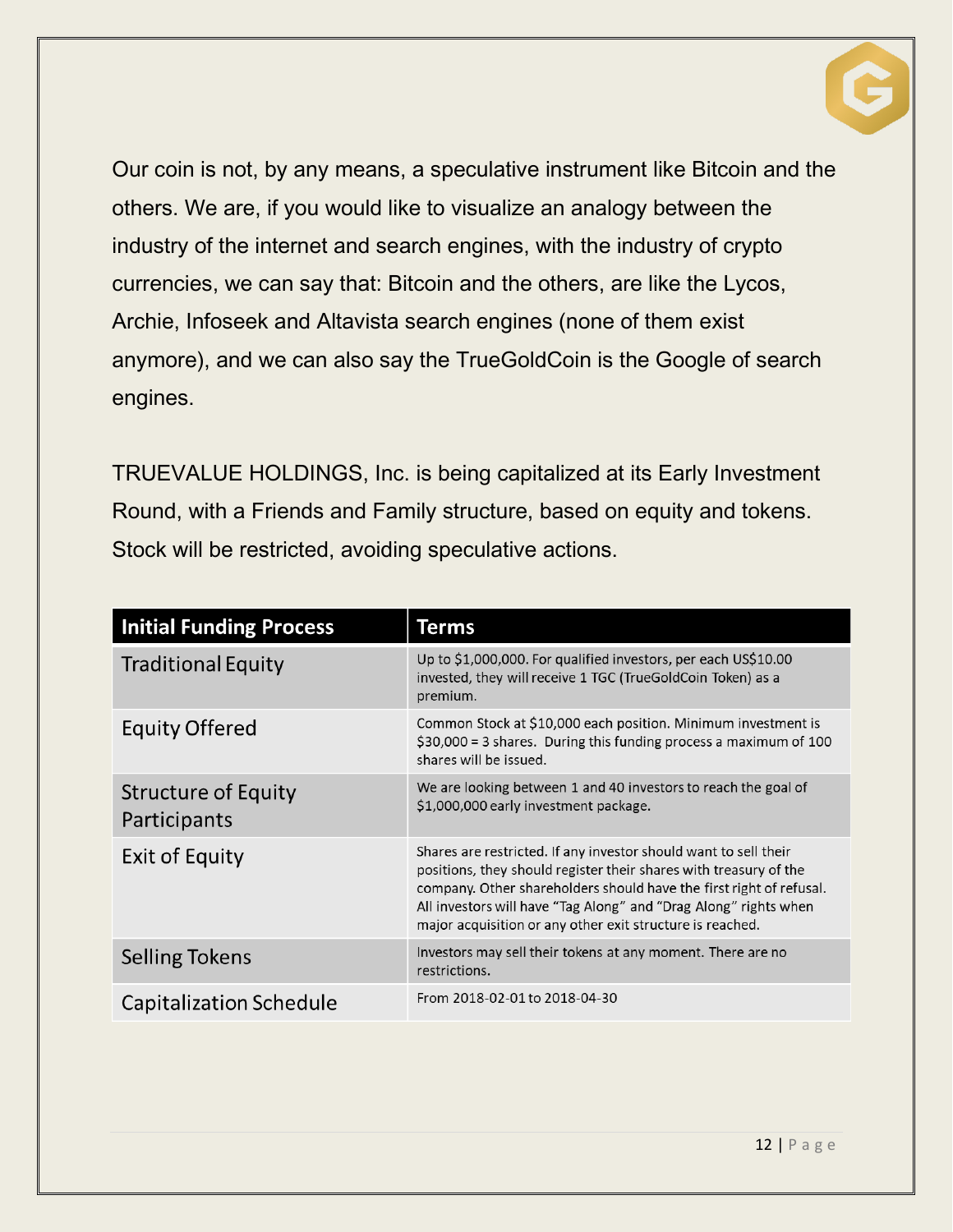Our coin is not, by any means, a speculative instrument like Bitcoin and the others. We are, if you would like to visualize an analogy between the industry of the internet and search engines, with the industry of crypto currencies, we can say that: Bitcoin and the others, are like the Lycos, Archie, Infoseek and Altavista search engines (none of them exist anymore), and we can also say the TrueGoldCoin is the Google of search engines.

TRUEVALUE HOLDINGS, Inc. is being capitalized at its Early Investment Round, with a Friends and Family structure, based on equity and tokens. Stock will be restricted, avoiding speculative actions.

| Initial Funding Process | Terms |
|---|---|
| Traditional Equity | Up to $1,000,000. For qualified investors, per each US$10.00 invested, they will receive 1 TGC (TrueGoldCoin Token) as a premium. |
| Equity Offered | Common Stock at $10,000 each position. Minimum investment is $30,000 = 3 shares. During this funding process a maximum of 100 shares will be issued. |
| Structure of Equity Participants | We are looking between 1 and 40 investors to reach the goal of $1,000,000 early investment package. |
| Exit of Equity | Shares are restricted. If any investor should want to sell their positions, they should register their shares with treasury of the company. Other shareholders should have the first right of refusal. All investors will have "Tag Along" and "Drag Along" rights when major acquisition or any other exit structure is reached. |
| Selling Tokens | Investors may sell their tokens at any moment. There are no restrictions. |
| Capitalization Schedule | From 2018-02-01 to 2018-04-30 |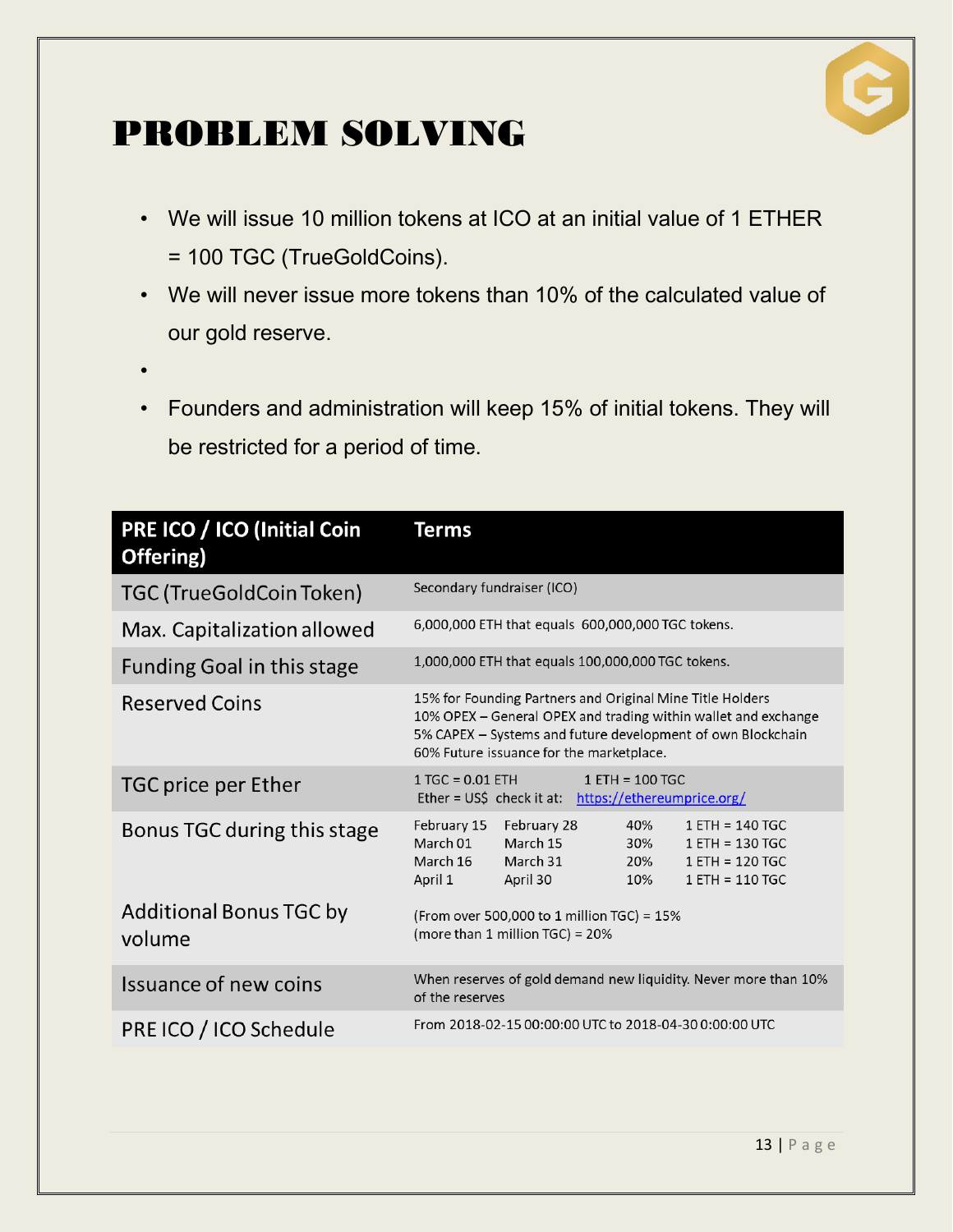# PROBLEM SOLVING

- We will issue 10 million tokens at ICO at an initial value of 1 ETHER = 100 TGC (TrueGoldCoins).
- We will never issue more tokens than 10% of the calculated value of our gold reserve.
- Founders and administration will keep 15% of initial tokens. They will be restricted for a period of time.

| PRE ICO / ICO (Initial Coin Offering) | Terms |
|---|---|
| TGC (TrueGoldCoin Token) | Secondary fundraiser (ICO) |
| Max. Capitalization allowed | 6,000,000 ETH that equals 600,000,000 TGC tokens. |
| Funding Goal in this stage | 1,000,000 ETH that equals 100,000,000 TGC tokens. |
| Reserved Coins | 15% for Founding Partners and Original Mine Title Holders<br>10% OPEX – General OPEX and trading within wallet and exchange<br>5% CAPEX – Systems and future development of own Blockchain<br>60% Future issuance for the marketplace. |
| TGC price per Ether | 1 TGC = 0.01 ETH 1 ETH = 100 TGC<br>Ether = US$ check it at: https://ethereumprice.org/ |
| Bonus TGC during this stage | February 15 – February 28: 40% – 1 ETH = 140 TGC<br>March 01 – March 15: 30% – 1 ETH = 130 TGC<br>March 16 – March 31: 20% – 1 ETH = 120 TGC<br>April 1 – April 30: 10% – 1 ETH = 110 TGC |
| Additional Bonus TGC by volume | (From over 500,000 to 1 million TGC) = 15%<br>(more than 1 million TGC) = 20% |
| Issuance of new coins | When reserves of gold demand new liquidity. Never more than 10% of the reserves |
| PRE ICO / ICO Schedule | From 2018-02-15 00:00:00 UTC to 2018-04-30 0:00:00 UTC |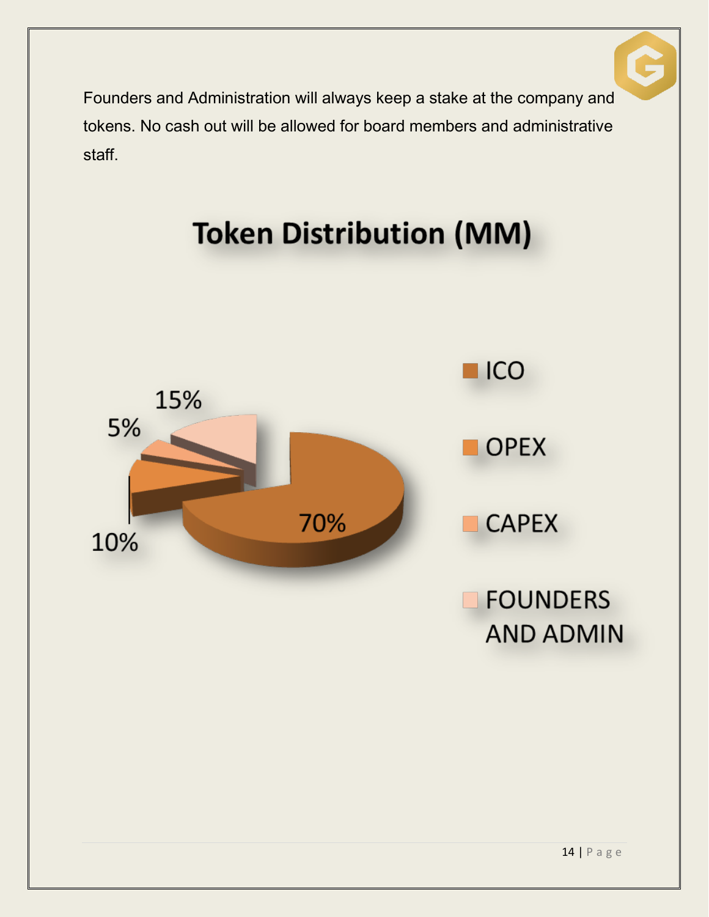Founders and Administration will always keep a stake at the company and tokens. No cash out will be allowed for board members and administrative staff.

## Token Distribution (MM)

| Category | Share |
| --- | --- |
| ICO | 70% |
| OPEX | 10% |
| CAPEX | 5% |
| FOUNDERS AND ADMIN | 15% |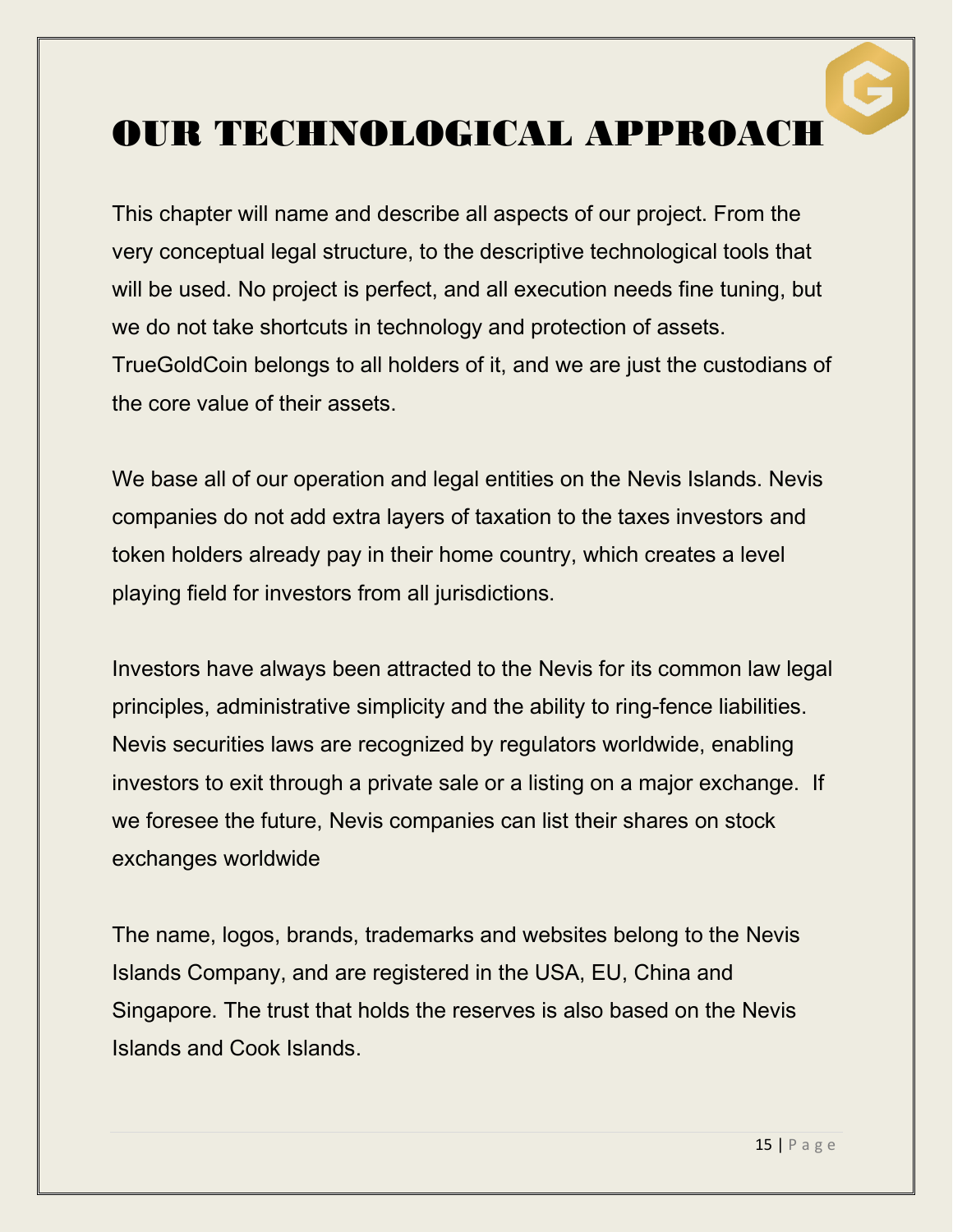# OUR TECHNOLOGICAL APPROACH

This chapter will name and describe all aspects of our project. From the very conceptual legal structure, to the descriptive technological tools that will be used. No project is perfect, and all execution needs fine tuning, but we do not take shortcuts in technology and protection of assets. TrueGoldCoin belongs to all holders of it, and we are just the custodians of the core value of their assets.

We base all of our operation and legal entities on the Nevis Islands. Nevis companies do not add extra layers of taxation to the taxes investors and token holders already pay in their home country, which creates a level playing field for investors from all jurisdictions.

Investors have always been attracted to the Nevis for its common law legal principles, administrative simplicity and the ability to ring-fence liabilities. Nevis securities laws are recognized by regulators worldwide, enabling investors to exit through a private sale or a listing on a major exchange.  If we foresee the future, Nevis companies can list their shares on stock exchanges worldwide

The name, logos, brands, trademarks and websites belong to the Nevis Islands Company, and are registered in the USA, EU, China and Singapore. The trust that holds the reserves is also based on the Nevis Islands and Cook Islands.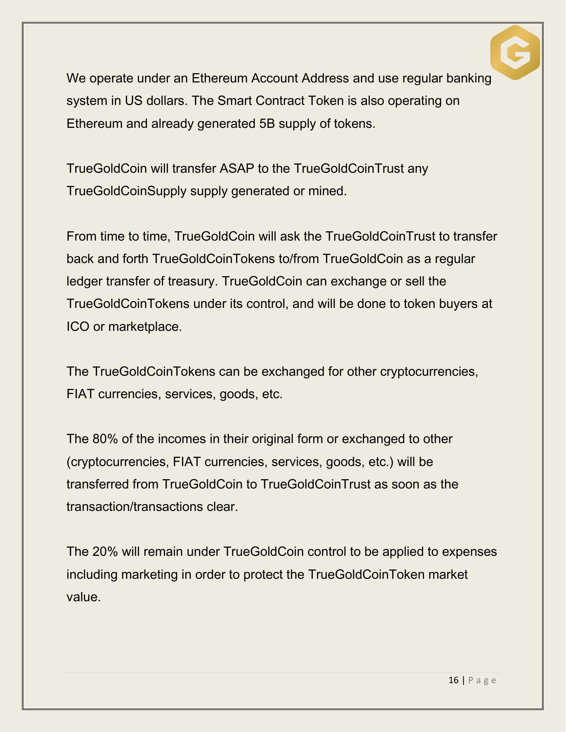We operate under an Ethereum Account Address and use regular banking system in US dollars. The Smart Contract Token is also operating on Ethereum and already generated 5B supply of tokens.

TrueGoldCoin will transfer ASAP to the TrueGoldCoinTrust any TrueGoldCoinSupply supply generated or mined.

From time to time, TrueGoldCoin will ask the TrueGoldCoinTrust to transfer back and forth TrueGoldCoinTokens to/from TrueGoldCoin as a regular ledger transfer of treasury. TrueGoldCoin can exchange or sell the TrueGoldCoinTokens under its control, and will be done to token buyers at ICO or marketplace.

The TrueGoldCoinTokens can be exchanged for other cryptocurrencies, FIAT currencies, services, goods, etc.

The 80% of the incomes in their original form or exchanged to other (cryptocurrencies, FIAT currencies, services, goods, etc.) will be transferred from TrueGoldCoin to TrueGoldCoinTrust as soon as the transaction/transactions clear.

The 20% will remain under TrueGoldCoin control to be applied to expenses including marketing in order to protect the TrueGoldCoinToken market value.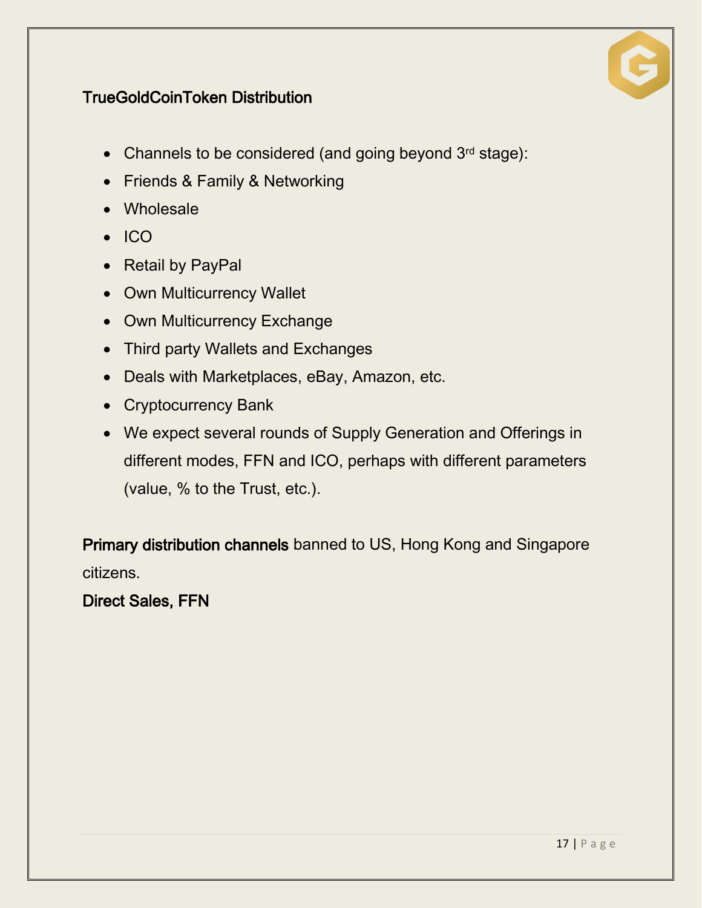## TrueGoldCoinToken Distribution

- Channels to be considered (and going beyond 3rd stage):
- Friends & Family & Networking
- Wholesale
- ICO
- Retail by PayPal
- Own Multicurrency Wallet
- Own Multicurrency Exchange
- Third party Wallets and Exchanges
- Deals with Marketplaces, eBay, Amazon, etc.
- Cryptocurrency Bank
- We expect several rounds of Supply Generation and Offerings in different modes, FFN and ICO, perhaps with different parameters (value, % to the Trust, etc.).

**Primary distribution channels** banned to US, Hong Kong and Singapore citizens.

**Direct Sales, FFN**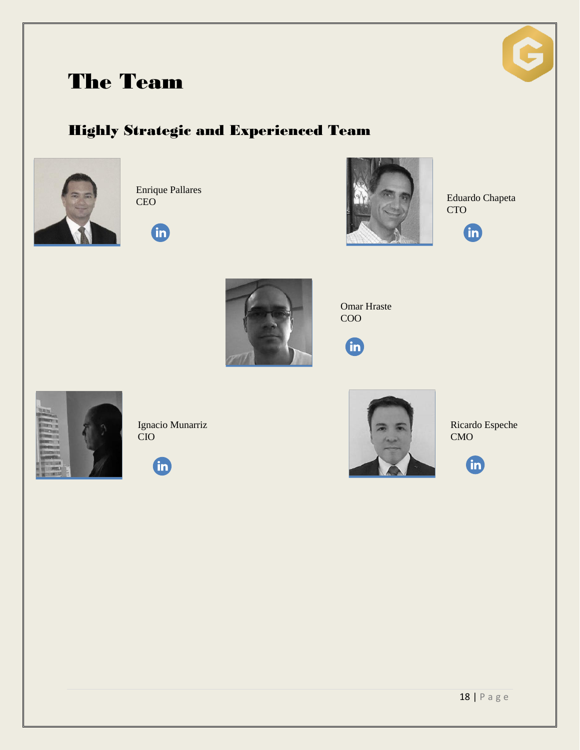# The Team

## Highly Strategic and Experienced Team

Enrique Pallares
CEO

Eduardo Chapeta
CTO

Omar Hraste
COO

Ignacio Munarriz
CIO

Ricardo Espeche
CMO